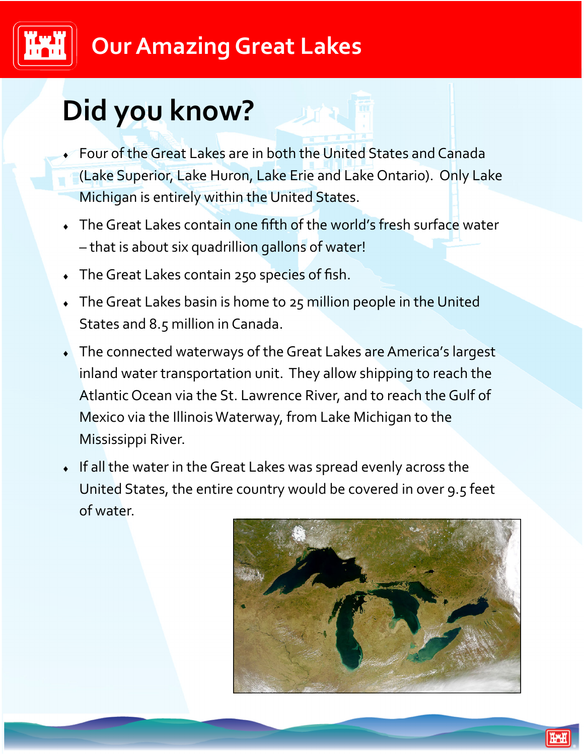# Our Amazing Great Lakes

## Did you know?

- Four of the Great Lakes are in both the United States and Canada (Lake Superior, Lake Huron, Lake Erie and Lake Ontario). Only Lake Michigan is entirely within the United States.
- The Great Lakes contain one fifth of the world's fresh surface water – that is about six quadrillion gallons of water!
- The Great Lakes contain 250 species of fish.
- The Great Lakes basin is home to 25 million people in the United States and 8.5 million in Canada.
- The connected waterways of the Great Lakes are America's largest inland water transportation unit. They allow shipping to reach the Atlantic Ocean via the St. Lawrence River, and to reach the Gulf of Mexico via the Illinois Waterway, from Lake Michigan to the Mississippi River.
- If all the water in the Great Lakes was spread evenly across the United States, the entire country would be covered in over 9.5 feet of water.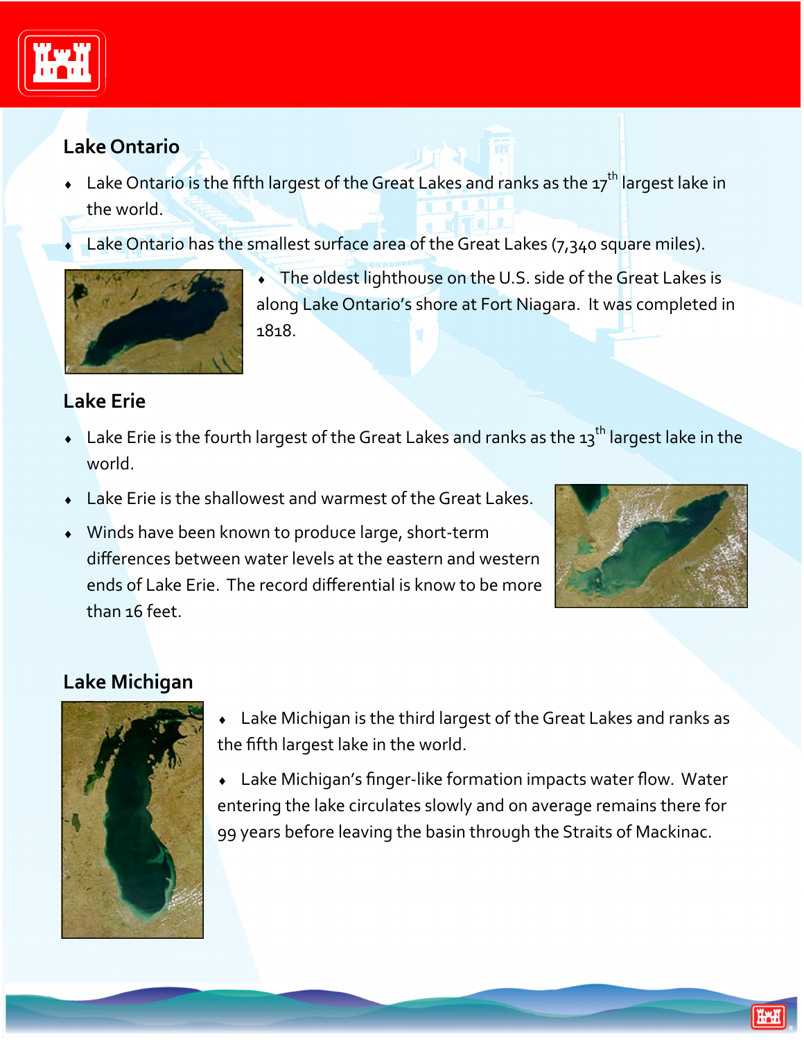## Lake Ontario

- Lake Ontario is the fifth largest of the Great Lakes and ranks as the 17th largest lake in the world.
- Lake Ontario has the smallest surface area of the Great Lakes (7,340 square miles).
- The oldest lighthouse on the U.S. side of the Great Lakes is along Lake Ontario's shore at Fort Niagara. It was completed in 1818.

## Lake Erie

- Lake Erie is the fourth largest of the Great Lakes and ranks as the 13th largest lake in the world.
- Lake Erie is the shallowest and warmest of the Great Lakes.
- Winds have been known to produce large, short-term differences between water levels at the eastern and western ends of Lake Erie. The record differential is know to be more than 16 feet.

## Lake Michigan

- Lake Michigan is the third largest of the Great Lakes and ranks as the fifth largest lake in the world.
- Lake Michigan's finger-like formation impacts water flow. Water entering the lake circulates slowly and on average remains there for 99 years before leaving the basin through the Straits of Mackinac.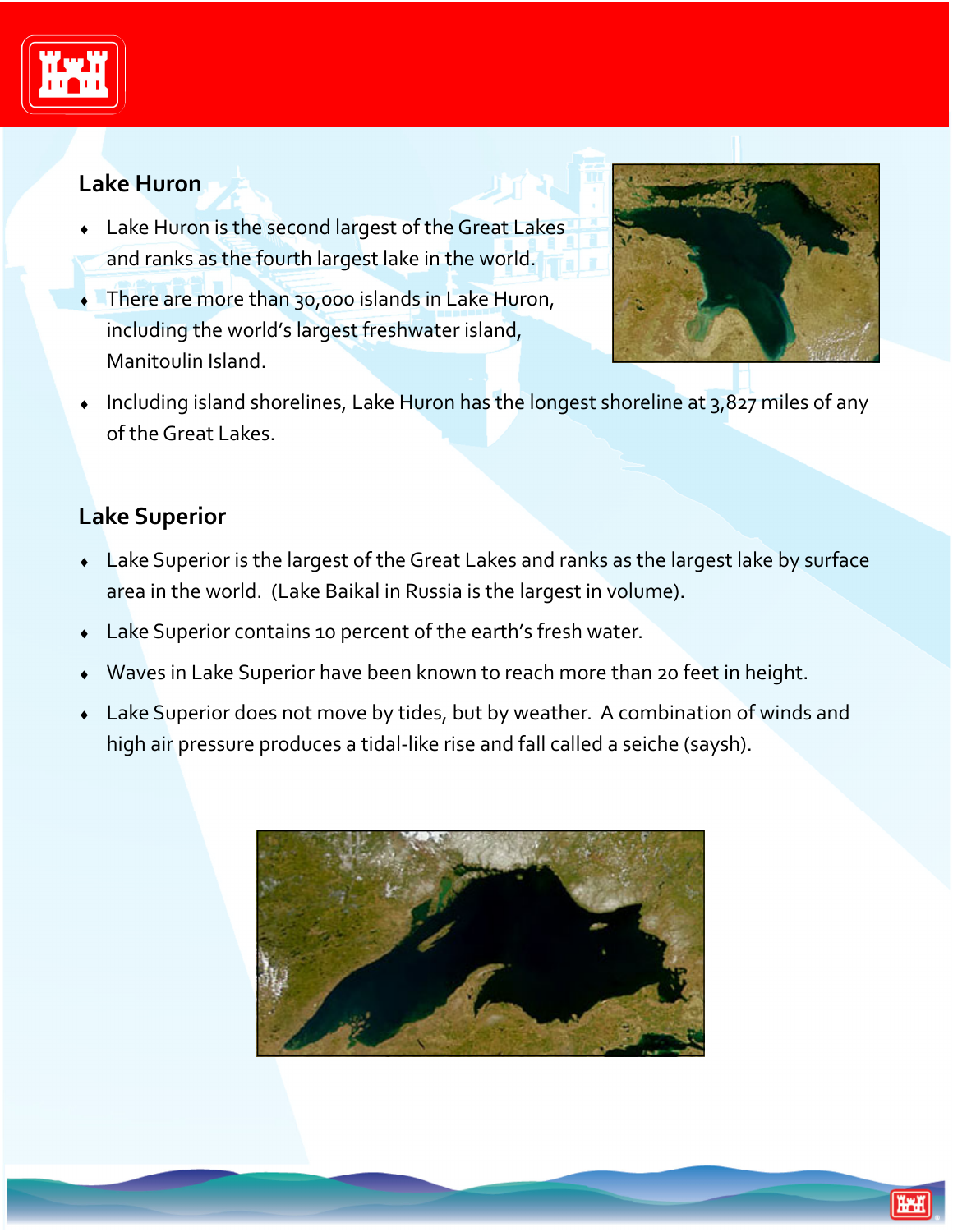## Lake Huron

- Lake Huron is the second largest of the Great Lakes and ranks as the fourth largest lake in the world.
- There are more than 30,000 islands in Lake Huron, including the world's largest freshwater island, Manitoulin Island.
- Including island shorelines, Lake Huron has the longest shoreline at 3,827 miles of any of the Great Lakes.

## Lake Superior

- Lake Superior is the largest of the Great Lakes and ranks as the largest lake by surface area in the world. (Lake Baikal in Russia is the largest in volume).
- Lake Superior contains 10 percent of the earth's fresh water.
- Waves in Lake Superior have been known to reach more than 20 feet in height.
- Lake Superior does not move by tides, but by weather. A combination of winds and high air pressure produces a tidal-like rise and fall called a seiche (saysh).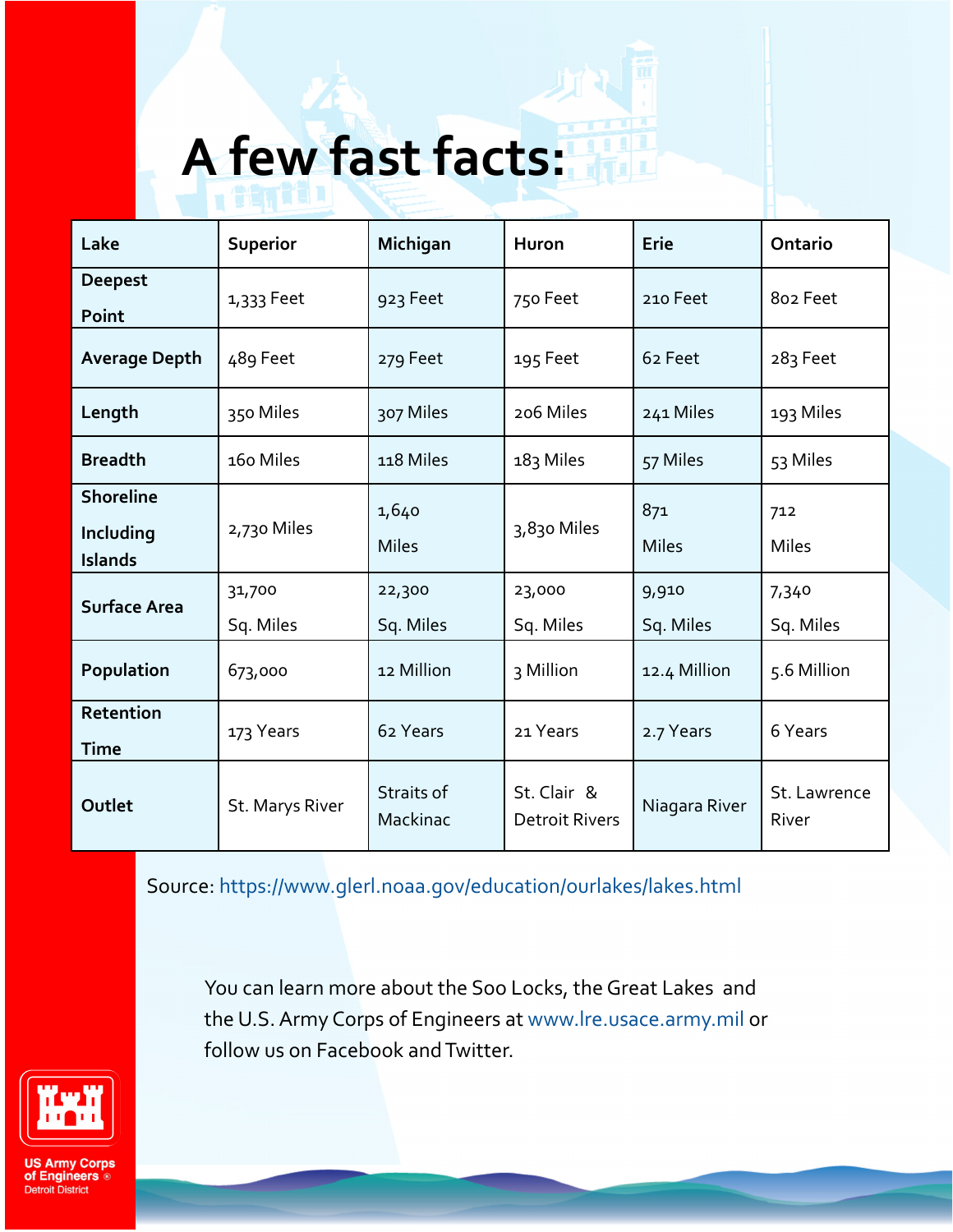# A few fast facts:

| Lake | Superior | Michigan | Huron | Erie | Ontario |
|---|---|---|---|---|---|
| Deepest Point | 1,333 Feet | 923 Feet | 750 Feet | 210 Feet | 802 Feet |
| Average Depth | 489 Feet | 279 Feet | 195 Feet | 62 Feet | 283 Feet |
| Length | 350 Miles | 307 Miles | 206 Miles | 241 Miles | 193 Miles |
| Breadth | 160 Miles | 118 Miles | 183 Miles | 57 Miles | 53 Miles |
| Shoreline Including Islands | 2,730 Miles | 1,640 Miles | 3,830 Miles | 871 Miles | 712 Miles |
| Surface Area | 31,700 Sq. Miles | 22,300 Sq. Miles | 23,000 Sq. Miles | 9,910 Sq. Miles | 7,340 Sq. Miles |
| Population | 673,000 | 12 Million | 3 Million | 12.4 Million | 5.6 Million |
| Retention Time | 173 Years | 62 Years | 21 Years | 2.7 Years | 6 Years |
| Outlet | St. Marys River | Straits of Mackinac | St. Clair & Detroit Rivers | Niagara River | St. Lawrence River |

Source: https://www.glerl.noaa.gov/education/ourlakes/lakes.html

You can learn more about the Soo Locks, the Great Lakes and the U.S. Army Corps of Engineers at www.lre.usace.army.mil or follow us on Facebook and Twitter.

US Army Corps of Engineers®
Detroit District